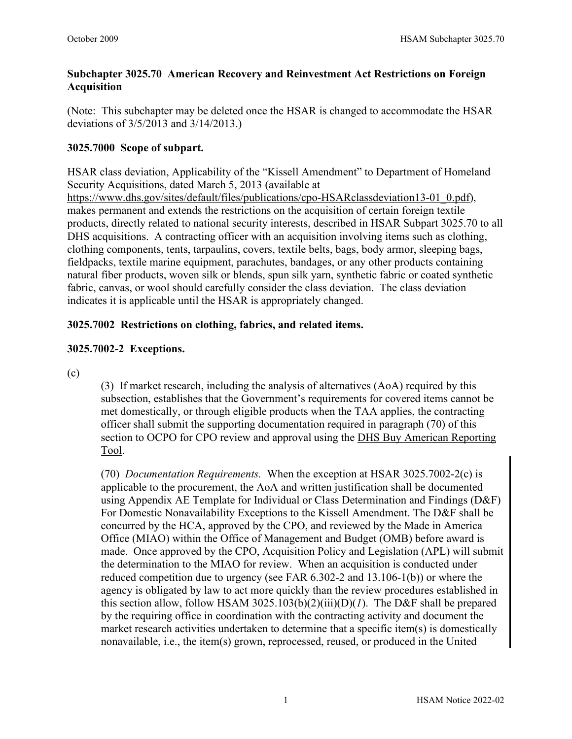### Subchapter 3025.70 American Recovery and Reinvestment Act Restrictions on Foreign Acquisition

(Note: This subchapter may be deleted once the HSAR is changed to accommodate the HSAR deviations of 3/5/2013 and 3/14/2013.)

### 3025.7000 Scope of subpart.

HSAR class deviation, Applicability of the "Kissell Amendment" to Department of Homeland Security Acquisitions, dated March 5, 2013 (available at https://www.dhs.gov/sites/default/files/publications/cpo-HSARclassdeviation13-01_0.pdf), makes permanent and extends the restrictions on the acquisition of certain foreign textile products, directly related to national security interests, described in HSAR Subpart 3025.70 to all DHS acquisitions. A contracting officer with an acquisition involving items such as clothing, clothing components, tents, tarpaulins, covers, textile belts, bags, body armor, sleeping bags, fieldpacks, textile marine equipment, parachutes, bandages, or any other products containing natural fiber products, woven silk or blends, spun silk yarn, synthetic fabric or coated synthetic fabric, canvas, or wool should carefully consider the class deviation. The class deviation indicates it is applicable until the HSAR is appropriately changed.

### 3025.7002 Restrictions on clothing, fabrics, and related items.

### 3025.7002-2 Exceptions.

(c)

(3) If market research, including the analysis of alternatives (AoA) required by this subsection, establishes that the Government's requirements for covered items cannot be met domestically, or through eligible products when the TAA applies, the contracting officer shall submit the supporting documentation required in paragraph (70) of this section to OCPO for CPO review and approval using the DHS Buy American Reporting Tool.

(70) *Documentation Requirements.* When the exception at HSAR 3025.7002-2(c) is applicable to the procurement, the AoA and written justification shall be documented using Appendix AE Template for Individual or Class Determination and Findings (D&F) For Domestic Nonavailability Exceptions to the Kissell Amendment. The D&F shall be concurred by the HCA, approved by the CPO, and reviewed by the Made in America Office (MIAO) within the Office of Management and Budget (OMB) before award is made. Once approved by the CPO, Acquisition Policy and Legislation (APL) will submit the determination to the MIAO for review. When an acquisition is conducted under reduced competition due to urgency (see FAR 6.302-2 and 13.106-1(b)) or where the agency is obligated by law to act more quickly than the review procedures established in this section allow, follow HSAM 3025.103(b)(2)(iii)(D)(*1*). The D&F shall be prepared by the requiring office in coordination with the contracting activity and document the market research activities undertaken to determine that a specific item(s) is domestically nonavailable, i.e., the item(s) grown, reprocessed, reused, or produced in the United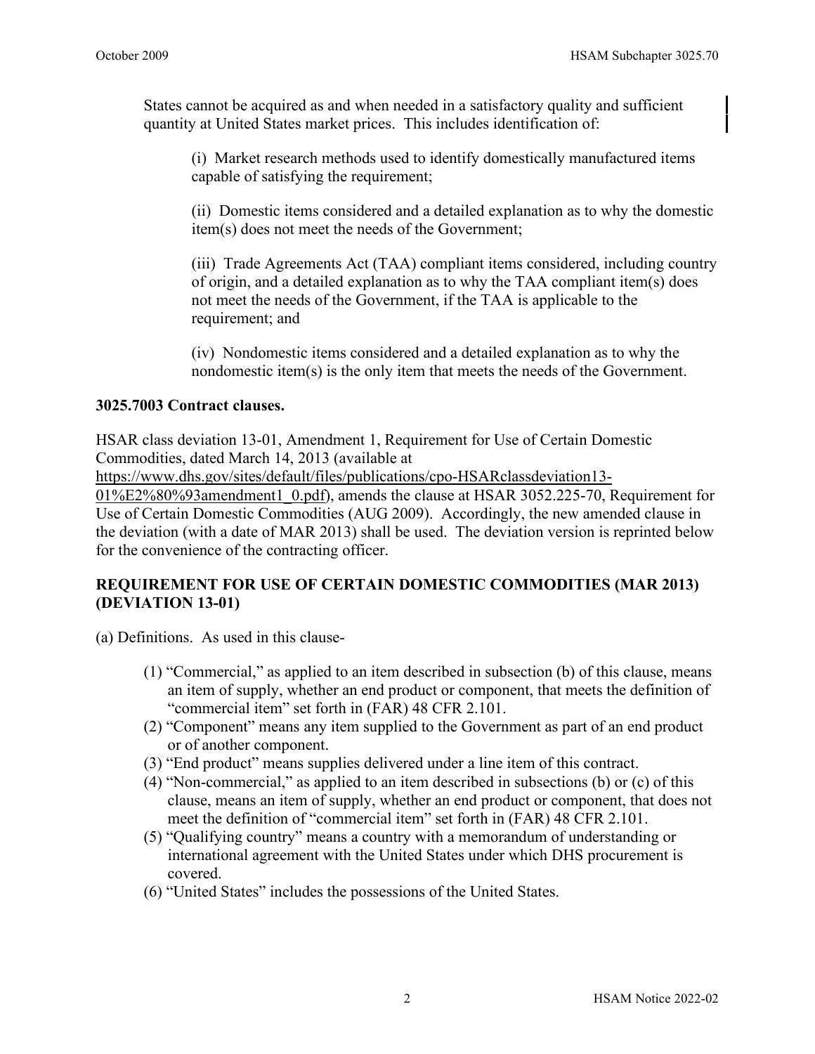States cannot be acquired as and when needed in a satisfactory quality and sufficient quantity at United States market prices. This includes identification of:

(i) Market research methods used to identify domestically manufactured items capable of satisfying the requirement;

(ii) Domestic items considered and a detailed explanation as to why the domestic item(s) does not meet the needs of the Government;

(iii) Trade Agreements Act (TAA) compliant items considered, including country of origin, and a detailed explanation as to why the TAA compliant item(s) does not meet the needs of the Government, if the TAA is applicable to the requirement; and

(iv) Nondomestic items considered and a detailed explanation as to why the nondomestic item(s) is the only item that meets the needs of the Government.

### 3025.7003 Contract clauses.

HSAR class deviation 13-01, Amendment 1, Requirement for Use of Certain Domestic Commodities, dated March 14, 2013 (available at https://www.dhs.gov/sites/default/files/publications/cpo-HSARclassdeviation13-01%E2%80%93amendment1_0.pdf), amends the clause at HSAR 3052.225-70, Requirement for Use of Certain Domestic Commodities (AUG 2009). Accordingly, the new amended clause in the deviation (with a date of MAR 2013) shall be used. The deviation version is reprinted below for the convenience of the contracting officer.

**REQUIREMENT FOR USE OF CERTAIN DOMESTIC COMMODITIES (MAR 2013) (DEVIATION 13-01)**

(a) Definitions. As used in this clause-

(1) "Commercial," as applied to an item described in subsection (b) of this clause, means an item of supply, whether an end product or component, that meets the definition of "commercial item" set forth in (FAR) 48 CFR 2.101.
(2) "Component" means any item supplied to the Government as part of an end product or of another component.
(3) "End product" means supplies delivered under a line item of this contract.
(4) "Non-commercial," as applied to an item described in subsections (b) or (c) of this clause, means an item of supply, whether an end product or component, that does not meet the definition of "commercial item" set forth in (FAR) 48 CFR 2.101.
(5) "Qualifying country" means a country with a memorandum of understanding or international agreement with the United States under which DHS procurement is covered.
(6) "United States" includes the possessions of the United States.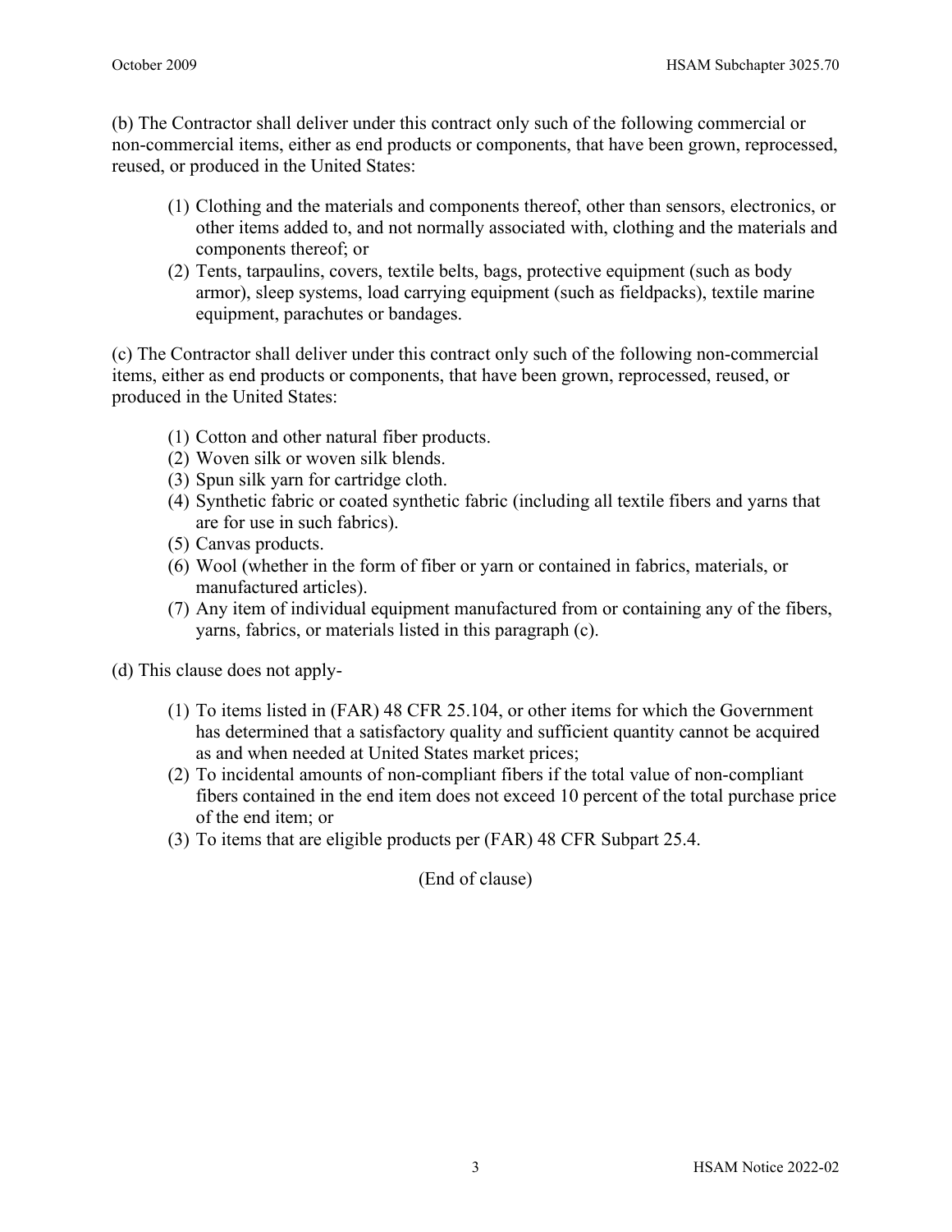(b) The Contractor shall deliver under this contract only such of the following commercial or non-commercial items, either as end products or components, that have been grown, reprocessed, reused, or produced in the United States:

(1) Clothing and the materials and components thereof, other than sensors, electronics, or other items added to, and not normally associated with, clothing and the materials and components thereof; or
(2) Tents, tarpaulins, covers, textile belts, bags, protective equipment (such as body armor), sleep systems, load carrying equipment (such as fieldpacks), textile marine equipment, parachutes or bandages.

(c) The Contractor shall deliver under this contract only such of the following non-commercial items, either as end products or components, that have been grown, reprocessed, reused, or produced in the United States:

(1) Cotton and other natural fiber products.
(2) Woven silk or woven silk blends.
(3) Spun silk yarn for cartridge cloth.
(4) Synthetic fabric or coated synthetic fabric (including all textile fibers and yarns that are for use in such fabrics).
(5) Canvas products.
(6) Wool (whether in the form of fiber or yarn or contained in fabrics, materials, or manufactured articles).
(7) Any item of individual equipment manufactured from or containing any of the fibers, yarns, fabrics, or materials listed in this paragraph (c).

(d) This clause does not apply-

(1) To items listed in (FAR) 48 CFR 25.104, or other items for which the Government has determined that a satisfactory quality and sufficient quantity cannot be acquired as and when needed at United States market prices;
(2) To incidental amounts of non-compliant fibers if the total value of non-compliant fibers contained in the end item does not exceed 10 percent of the total purchase price of the end item; or
(3) To items that are eligible products per (FAR) 48 CFR Subpart 25.4.

(End of clause)